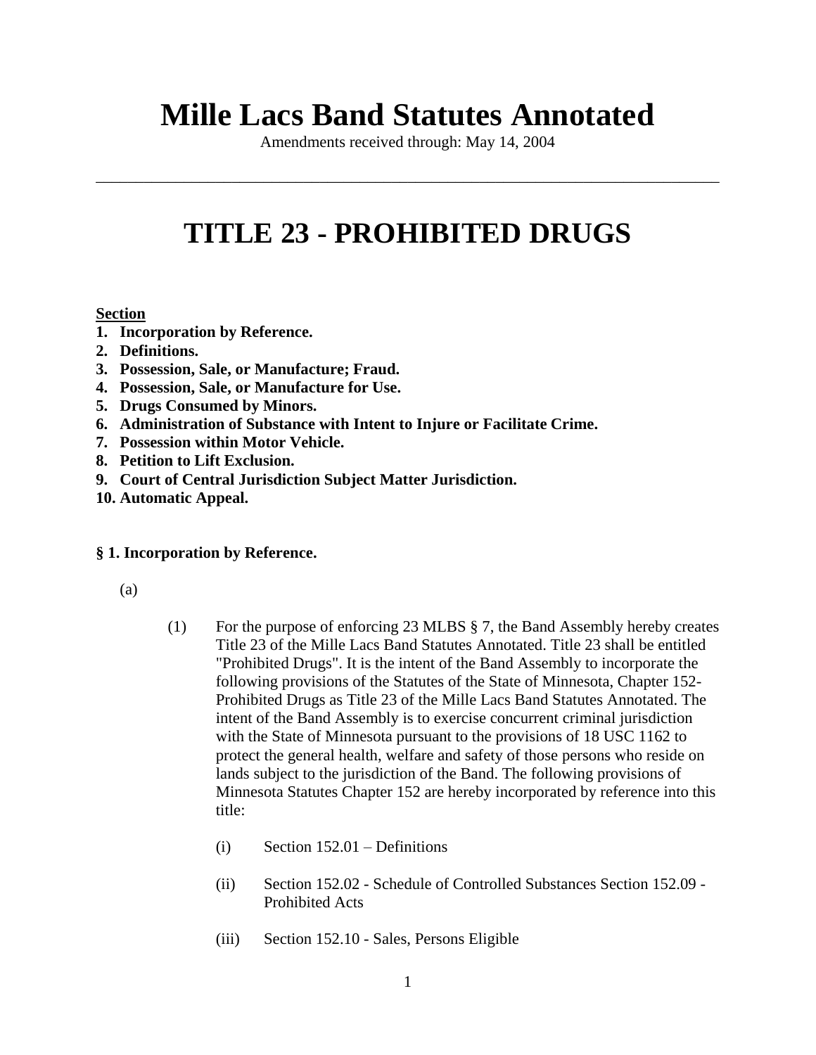# Mille Lacs Band Statutes Annotated

Amendments received through: May 14, 2004

---

# TITLE 23 - PROHIBITED DRUGS

**Section**

1. **Incorporation by Reference.**
2. **Definitions.**
3. **Possession, Sale, or Manufacture; Fraud.**
4. **Possession, Sale, or Manufacture for Use.**
5. **Drugs Consumed by Minors.**
6. **Administration of Substance with Intent to Injure or Facilitate Crime.**
7. **Possession within Motor Vehicle.**
8. **Petition to Lift Exclusion.**
9. **Court of Central Jurisdiction Subject Matter Jurisdiction.**
10. **Automatic Appeal.**

### § 1. Incorporation by Reference.

(a)

(1) For the purpose of enforcing 23 MLBS § 7, the Band Assembly hereby creates Title 23 of the Mille Lacs Band Statutes Annotated. Title 23 shall be entitled "Prohibited Drugs". It is the intent of the Band Assembly to incorporate the following provisions of the Statutes of the State of Minnesota, Chapter 152- Prohibited Drugs as Title 23 of the Mille Lacs Band Statutes Annotated. The intent of the Band Assembly is to exercise concurrent criminal jurisdiction with the State of Minnesota pursuant to the provisions of 18 USC 1162 to protect the general health, welfare and safety of those persons who reside on lands subject to the jurisdiction of the Band. The following provisions of Minnesota Statutes Chapter 152 are hereby incorporated by reference into this title:

(i) Section 152.01 – Definitions

(ii) Section 152.02 - Schedule of Controlled Substances Section 152.09 - Prohibited Acts

(iii) Section 152.10 - Sales, Persons Eligible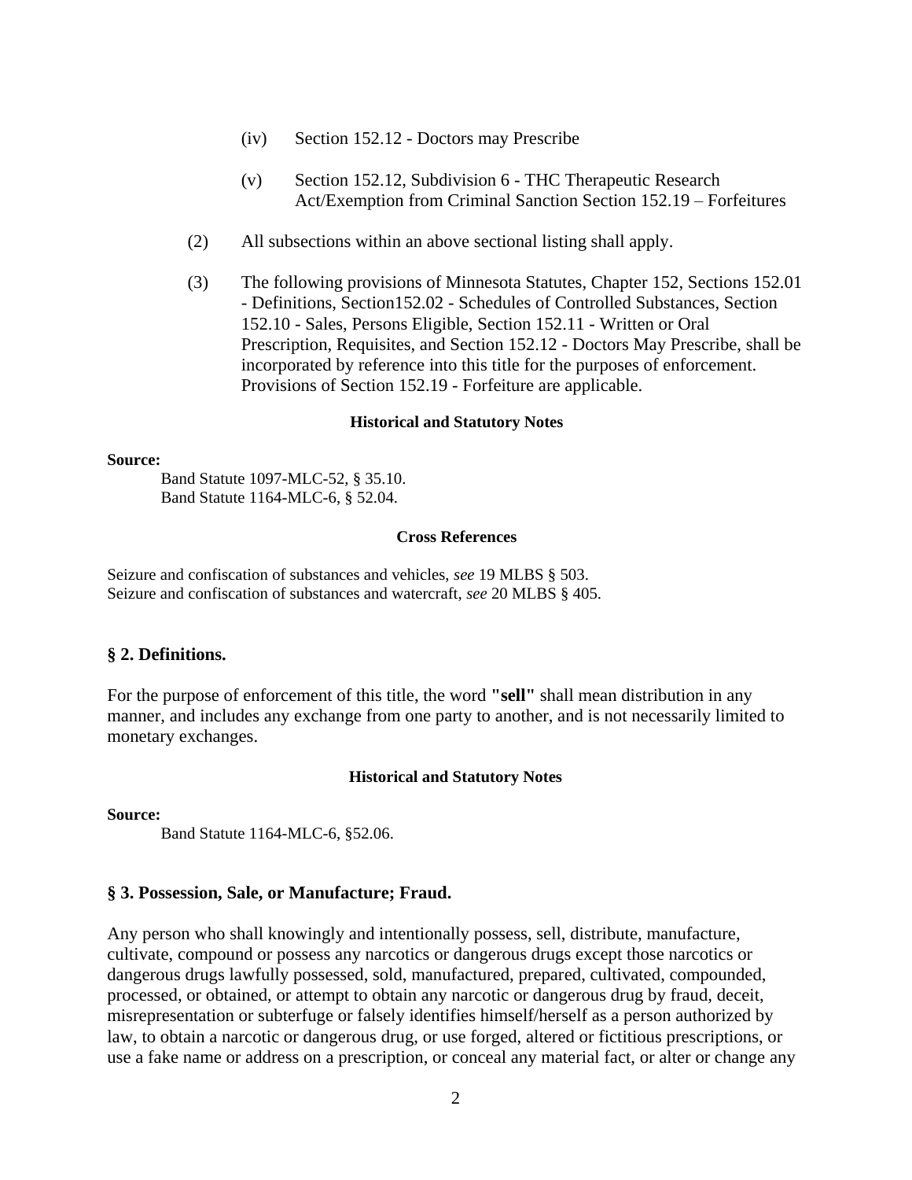(iv) Section 152.12 - Doctors may Prescribe

(v) Section 152.12, Subdivision 6 - THC Therapeutic Research Act/Exemption from Criminal Sanction Section 152.19 – Forfeitures

(2) All subsections within an above sectional listing shall apply.

(3) The following provisions of Minnesota Statutes, Chapter 152, Sections 152.01 - Definitions, Section152.02 - Schedules of Controlled Substances, Section 152.10 - Sales, Persons Eligible, Section 152.11 - Written or Oral Prescription, Requisites, and Section 152.12 - Doctors May Prescribe, shall be incorporated by reference into this title for the purposes of enforcement. Provisions of Section 152.19 - Forfeiture are applicable.

**Historical and Statutory Notes**

**Source:**

Band Statute 1097-MLC-52, § 35.10.
Band Statute 1164-MLC-6, § 52.04.

**Cross References**

Seizure and confiscation of substances and vehicles, *see* 19 MLBS § 503.
Seizure and confiscation of substances and watercraft, *see* 20 MLBS § 405.

## § 2. Definitions.

For the purpose of enforcement of this title, the word **"sell"** shall mean distribution in any manner, and includes any exchange from one party to another, and is not necessarily limited to monetary exchanges.

**Historical and Statutory Notes**

**Source:**

Band Statute 1164-MLC-6, §52.06.

## § 3. Possession, Sale, or Manufacture; Fraud.

Any person who shall knowingly and intentionally possess, sell, distribute, manufacture, cultivate, compound or possess any narcotics or dangerous drugs except those narcotics or dangerous drugs lawfully possessed, sold, manufactured, prepared, cultivated, compounded, processed, or obtained, or attempt to obtain any narcotic or dangerous drug by fraud, deceit, misrepresentation or subterfuge or falsely identifies himself/herself as a person authorized by law, to obtain a narcotic or dangerous drug, or use forged, altered or fictitious prescriptions, or use a fake name or address on a prescription, or conceal any material fact, or alter or change any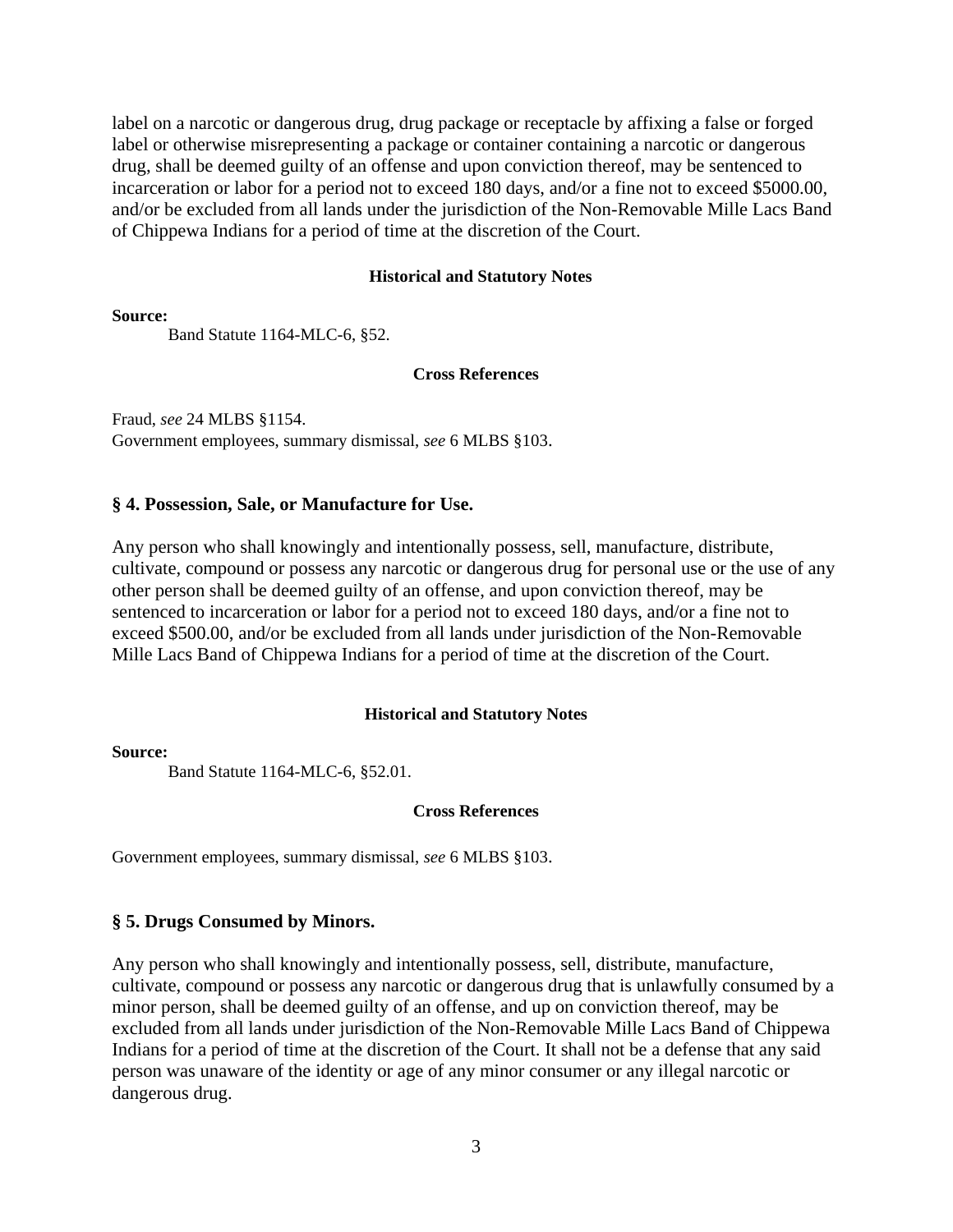label on a narcotic or dangerous drug, drug package or receptacle by affixing a false or forged label or otherwise misrepresenting a package or container containing a narcotic or dangerous drug, shall be deemed guilty of an offense and upon conviction thereof, may be sentenced to incarceration or labor for a period not to exceed 180 days, and/or a fine not to exceed $5000.00, and/or be excluded from all lands under the jurisdiction of the Non-Removable Mille Lacs Band of Chippewa Indians for a period of time at the discretion of the Court.

**Historical and Statutory Notes**

**Source:**

Band Statute 1164-MLC-6, §52.

**Cross References**

Fraud, *see* 24 MLBS §1154.
Government employees, summary dismissal, *see* 6 MLBS §103.

## § 4. Possession, Sale, or Manufacture for Use.

Any person who shall knowingly and intentionally possess, sell, manufacture, distribute, cultivate, compound or possess any narcotic or dangerous drug for personal use or the use of any other person shall be deemed guilty of an offense, and upon conviction thereof, may be sentenced to incarceration or labor for a period not to exceed 180 days, and/or a fine not to exceed $500.00, and/or be excluded from all lands under jurisdiction of the Non-Removable Mille Lacs Band of Chippewa Indians for a period of time at the discretion of the Court.

**Historical and Statutory Notes**

**Source:**

Band Statute 1164-MLC-6, §52.01.

**Cross References**

Government employees, summary dismissal, *see* 6 MLBS §103.

## § 5. Drugs Consumed by Minors.

Any person who shall knowingly and intentionally possess, sell, distribute, manufacture, cultivate, compound or possess any narcotic or dangerous drug that is unlawfully consumed by a minor person, shall be deemed guilty of an offense, and up on conviction thereof, may be excluded from all lands under jurisdiction of the Non-Removable Mille Lacs Band of Chippewa Indians for a period of time at the discretion of the Court. It shall not be a defense that any said person was unaware of the identity or age of any minor consumer or any illegal narcotic or dangerous drug.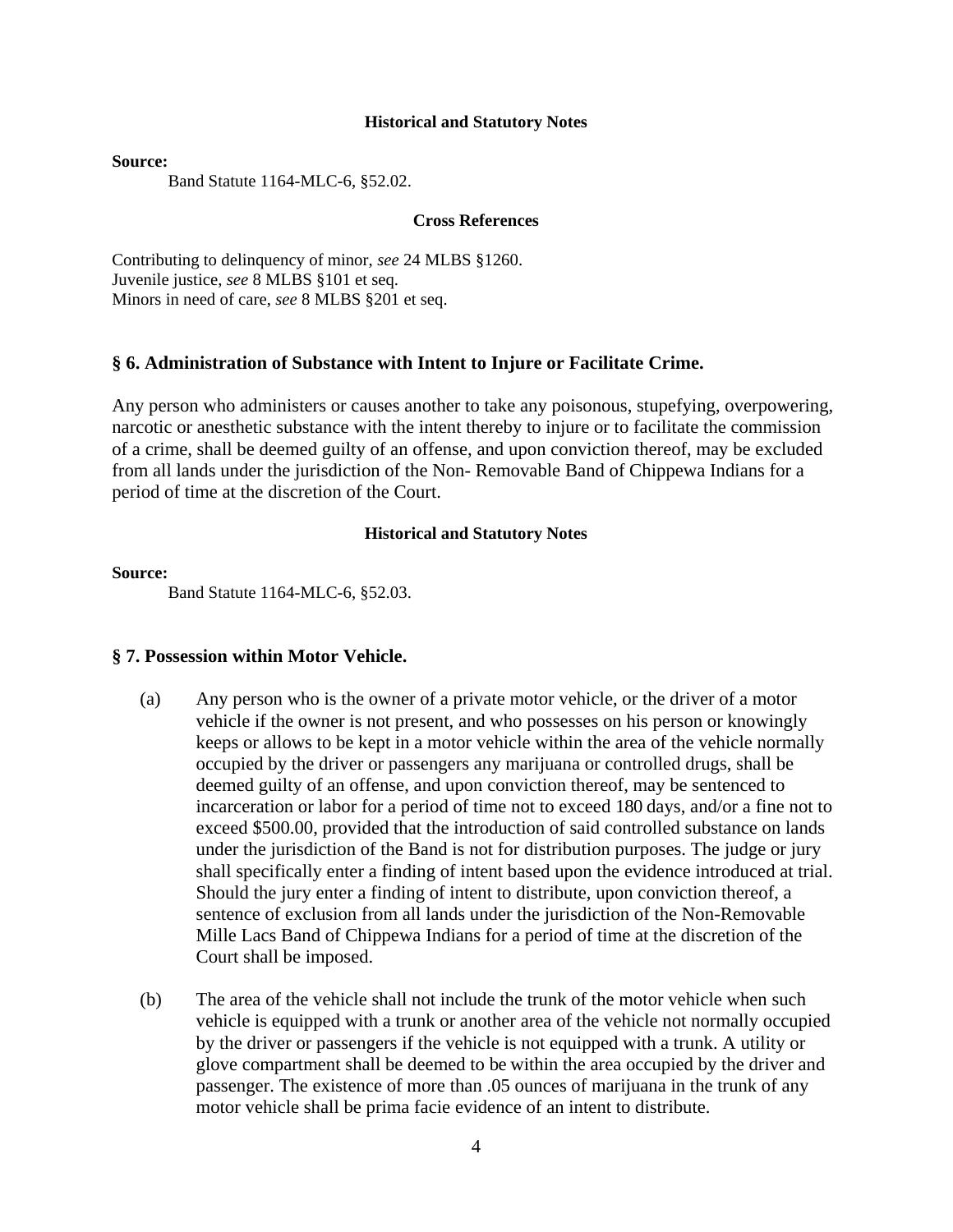**Historical and Statutory Notes**

**Source:**

Band Statute 1164-MLC-6, §52.02.

**Cross References**

Contributing to delinquency of minor, *see* 24 MLBS §1260.
Juvenile justice, *see* 8 MLBS §101 et seq.
Minors in need of care, *see* 8 MLBS §201 et seq.

### § 6. Administration of Substance with Intent to Injure or Facilitate Crime.

Any person who administers or causes another to take any poisonous, stupefying, overpowering, narcotic or anesthetic substance with the intent thereby to injure or to facilitate the commission of a crime, shall be deemed guilty of an offense, and upon conviction thereof, may be excluded from all lands under the jurisdiction of the Non- Removable Band of Chippewa Indians for a period of time at the discretion of the Court.

**Historical and Statutory Notes**

**Source:**

Band Statute 1164-MLC-6, §52.03.

### § 7. Possession within Motor Vehicle.

(a) Any person who is the owner of a private motor vehicle, or the driver of a motor vehicle if the owner is not present, and who possesses on his person or knowingly keeps or allows to be kept in a motor vehicle within the area of the vehicle normally occupied by the driver or passengers any marijuana or controlled drugs, shall be deemed guilty of an offense, and upon conviction thereof, may be sentenced to incarceration or labor for a period of time not to exceed 180 days, and/or a fine not to exceed $500.00, provided that the introduction of said controlled substance on lands under the jurisdiction of the Band is not for distribution purposes. The judge or jury shall specifically enter a finding of intent based upon the evidence introduced at trial. Should the jury enter a finding of intent to distribute, upon conviction thereof, a sentence of exclusion from all lands under the jurisdiction of the Non-Removable Mille Lacs Band of Chippewa Indians for a period of time at the discretion of the Court shall be imposed.

(b) The area of the vehicle shall not include the trunk of the motor vehicle when such vehicle is equipped with a trunk or another area of the vehicle not normally occupied by the driver or passengers if the vehicle is not equipped with a trunk. A utility or glove compartment shall be deemed to be within the area occupied by the driver and passenger. The existence of more than .05 ounces of marijuana in the trunk of any motor vehicle shall be prima facie evidence of an intent to distribute.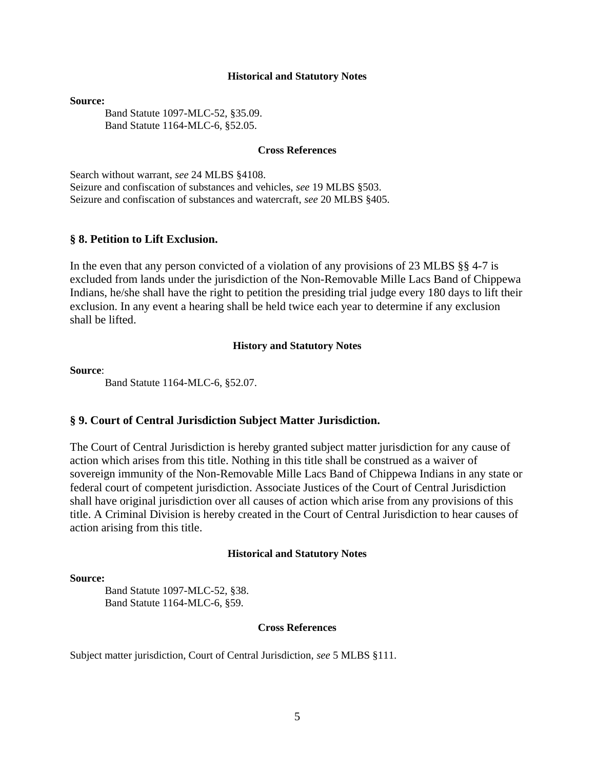#### Historical and Statutory Notes

**Source:**

Band Statute 1097-MLC-52, §35.09.
Band Statute 1164-MLC-6, §52.05.

#### Cross References

Search without warrant, *see* 24 MLBS §4108.
Seizure and confiscation of substances and vehicles, *see* 19 MLBS §503.
Seizure and confiscation of substances and watercraft, *see* 20 MLBS §405.

## § 8. Petition to Lift Exclusion.

In the even that any person convicted of a violation of any provisions of 23 MLBS §§ 4-7 is excluded from lands under the jurisdiction of the Non-Removable Mille Lacs Band of Chippewa Indians, he/she shall have the right to petition the presiding trial judge every 180 days to lift their exclusion. In any event a hearing shall be held twice each year to determine if any exclusion shall be lifted.

#### History and Statutory Notes

**Source**:

Band Statute 1164-MLC-6, §52.07.

## § 9. Court of Central Jurisdiction Subject Matter Jurisdiction.

The Court of Central Jurisdiction is hereby granted subject matter jurisdiction for any cause of action which arises from this title. Nothing in this title shall be construed as a waiver of sovereign immunity of the Non-Removable Mille Lacs Band of Chippewa Indians in any state or federal court of competent jurisdiction. Associate Justices of the Court of Central Jurisdiction shall have original jurisdiction over all causes of action which arise from any provisions of this title. A Criminal Division is hereby created in the Court of Central Jurisdiction to hear causes of action arising from this title.

#### Historical and Statutory Notes

**Source:**

Band Statute 1097-MLC-52, §38.
Band Statute 1164-MLC-6, §59.

#### Cross References

Subject matter jurisdiction, Court of Central Jurisdiction, *see* 5 MLBS §111.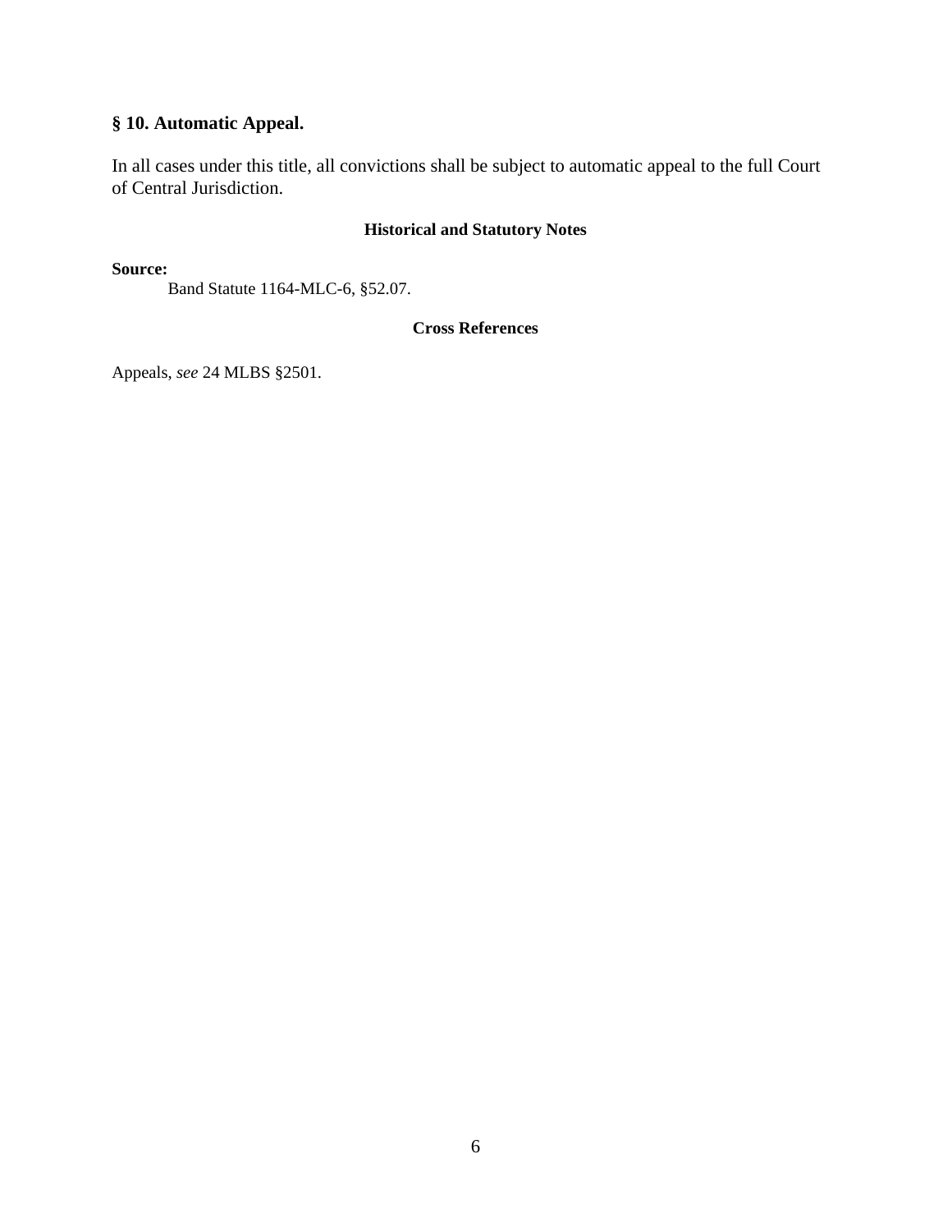### § 10. Automatic Appeal.

In all cases under this title, all convictions shall be subject to automatic appeal to the full Court of Central Jurisdiction.

**Historical and Statutory Notes**

**Source:**

Band Statute 1164-MLC-6, §52.07.

**Cross References**

Appeals, *see* 24 MLBS §2501.